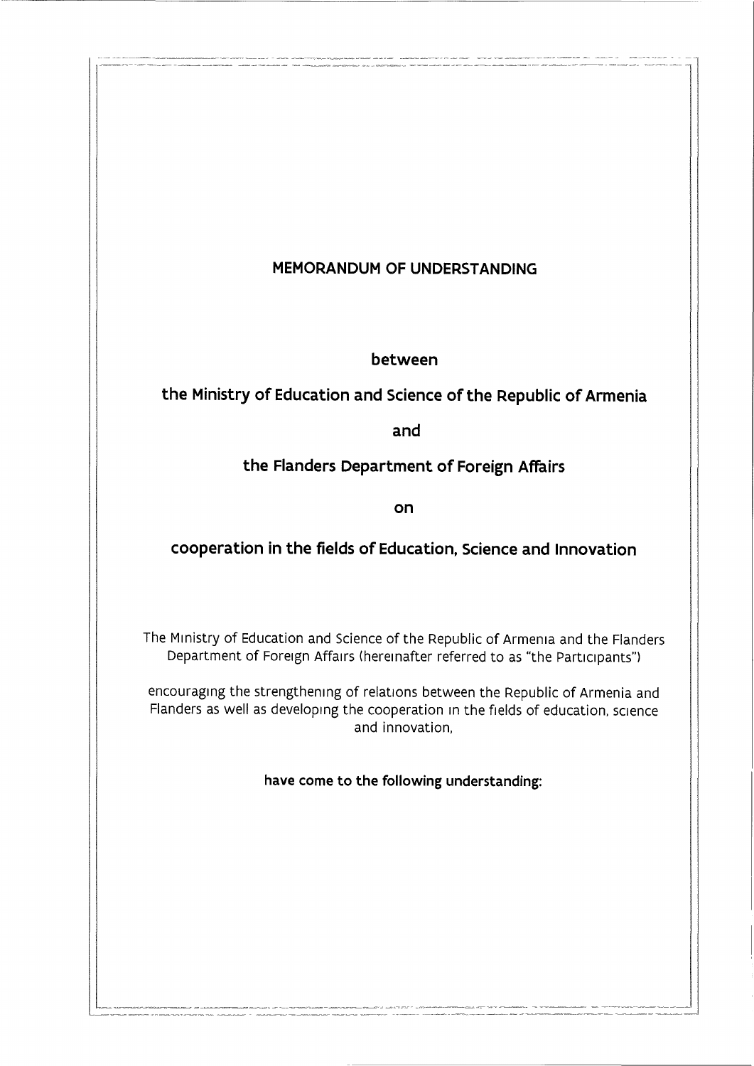# MEMORANDUM OF UNDERSTANDING

**between**

**the Ministry of Education and Science of the Republic of Armenia**

**and**

**the Flanders Department of Foreign Affairs**

**on**

**cooperation in the fields of Education, Science and Innovation**

The Ministry of Education and Science of the Republic of Armenia and the Flanders Department of Foreign Affairs (hereinafter referred to as "the Participants")

encouraging the strengthening of relations between the Republic of Armenia and Flanders as well as developing the cooperation in the fields of education, science and innovation,

**have come to the following understanding:**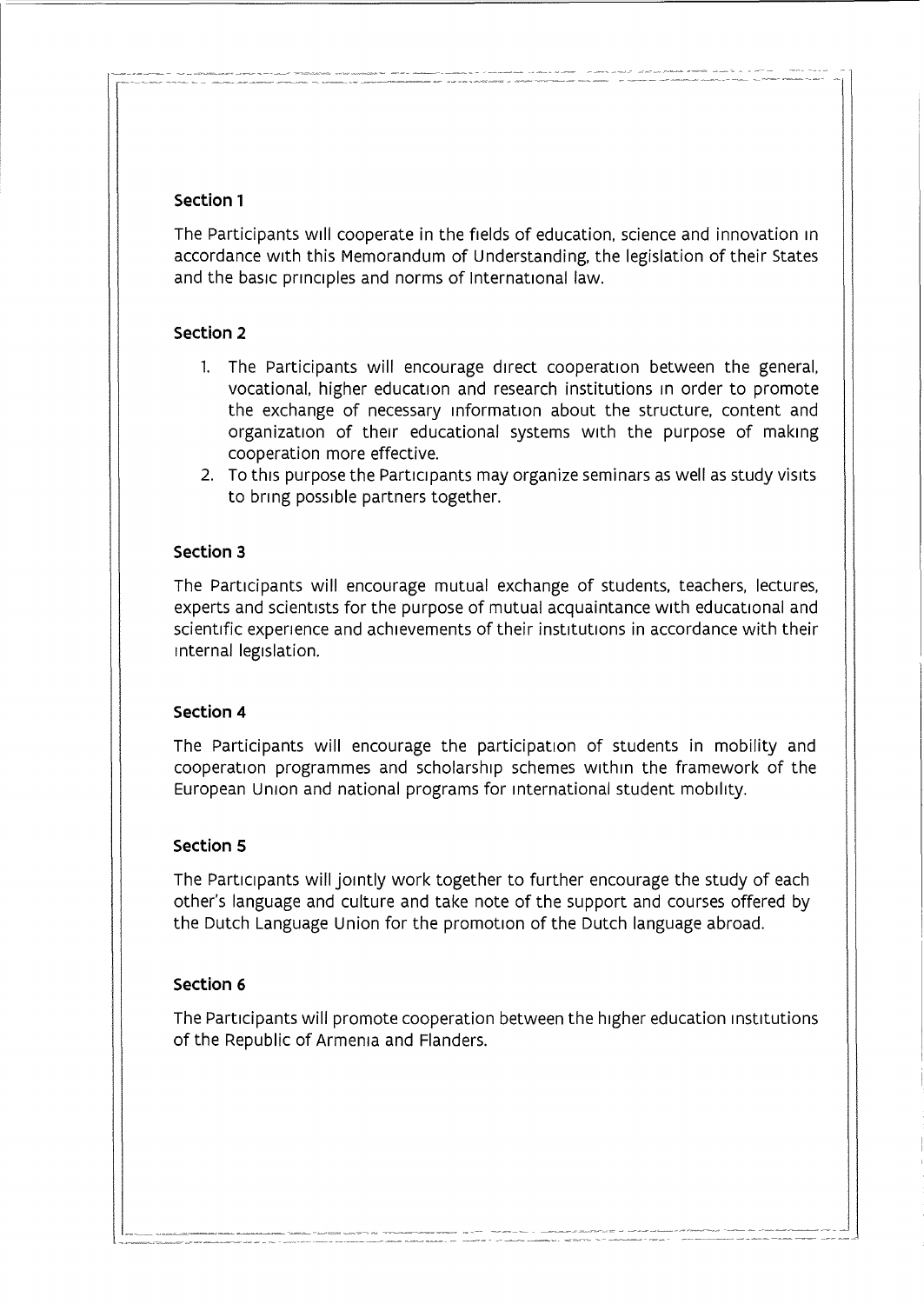## Section 1

The Participants will cooperate in the fields of education, science and innovation in accordance with this Memorandum of Understanding, the legislation of their States and the basic principles and norms of international law.

## Section 2

1. The Participants will encourage direct cooperation between the general, vocational, higher education and research institutions in order to promote the exchange of necessary information about the structure, content and organization of their educational systems with the purpose of making cooperation more effective.
2. To this purpose the Participants may organize seminars as well as study visits to bring possible partners together.

## Section 3

The Participants will encourage mutual exchange of students, teachers, lectures, experts and scientists for the purpose of mutual acquaintance with educational and scientific experience and achievements of their institutions in accordance with their internal legislation.

## Section 4

The Participants will encourage the participation of students in mobility and cooperation programmes and scholarship schemes within the framework of the European Union and national programs for international student mobility.

## Section 5

The Participants will jointly work together to further encourage the study of each other's language and culture and take note of the support and courses offered by the Dutch Language Union for the promotion of the Dutch language abroad.

## Section 6

The Participants will promote cooperation between the higher education institutions of the Republic of Armenia and Flanders.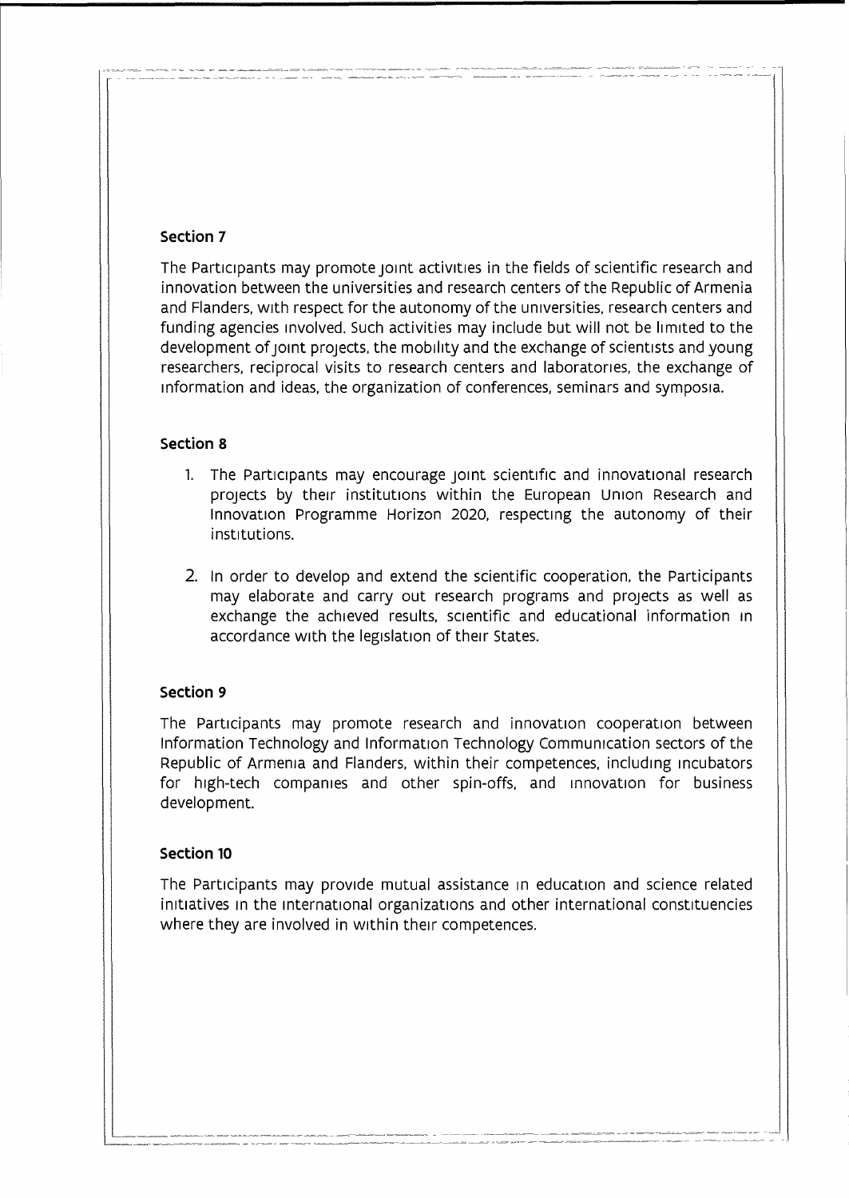### Section 7

The Participants may promote joint activities in the fields of scientific research and innovation between the universities and research centers of the Republic of Armenia and Flanders, with respect for the autonomy of the universities, research centers and funding agencies involved. Such activities may include but will not be limited to the development of joint projects, the mobility and the exchange of scientists and young researchers, reciprocal visits to research centers and laboratories, the exchange of information and ideas, the organization of conferences, seminars and symposia.

### Section 8

1. The Participants may encourage joint scientific and innovational research projects by their institutions within the European Union Research and Innovation Programme Horizon 2020, respecting the autonomy of their institutions.

2. In order to develop and extend the scientific cooperation, the Participants may elaborate and carry out research programs and projects as well as exchange the achieved results, scientific and educational information in accordance with the legislation of their States.

### Section 9

The Participants may promote research and innovation cooperation between Information Technology and Information Technology Communication sectors of the Republic of Armenia and Flanders, within their competences, including incubators for high-tech companies and other spin-offs, and innovation for business development.

### Section 10

The Participants may provide mutual assistance in education and science related initiatives in the international organizations and other international constituencies where they are involved in within their competences.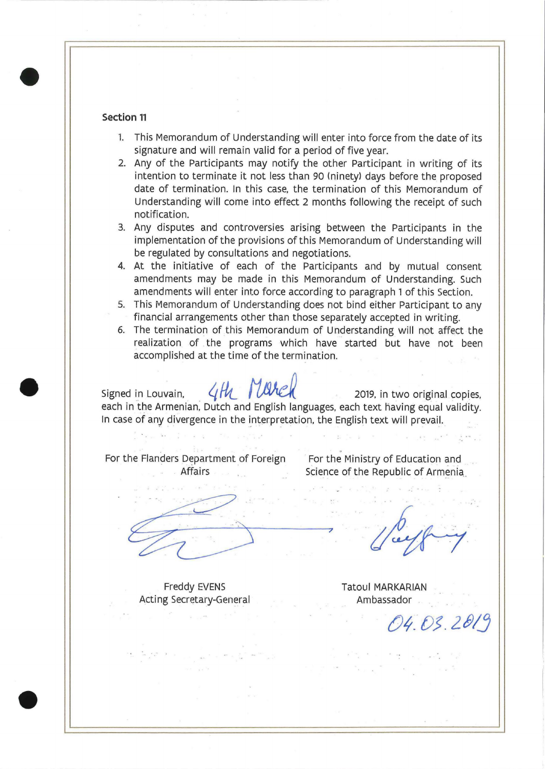**Section 11**

1. This Memorandum of Understanding will enter into force from the date of its signature and will remain valid for a period of five year.
2. Any of the Participants may notify the other Participant in writing of its intention to terminate it not less than 90 (ninety) days before the proposed date of termination. In this case, the termination of this Memorandum of Understanding will come into effect 2 months following the receipt of such notification.
3. Any disputes and controversies arising between the Participants in the implementation of the provisions of this Memorandum of Understanding will be regulated by consultations and negotiations.
4. At the initiative of each of the Participants and by mutual consent amendments may be made in this Memorandum of Understanding. Such amendments will enter into force according to paragraph 1 of this Section.
5. This Memorandum of Understanding does not bind either Participant to any financial arrangements other than those separately accepted in writing.
6. The termination of this Memorandum of Understanding will not affect the realization of the programs which have started but have not been accomplished at the time of the termination.

Signed in Louvain, 4th March 2019, in two original copies, each in the Armenian, Dutch and English languages, each text having equal validity. In case of any divergence in the interpretation, the English text will prevail.

| For the Flanders Department of Foreign Affairs | For the Ministry of Education and Science of the Republic of Armenia |
|---|---|
| Freddy EVENS<br>Acting Secretary-General | Tatoul MARKARIAN<br>Ambassador<br>04.03.2019 |